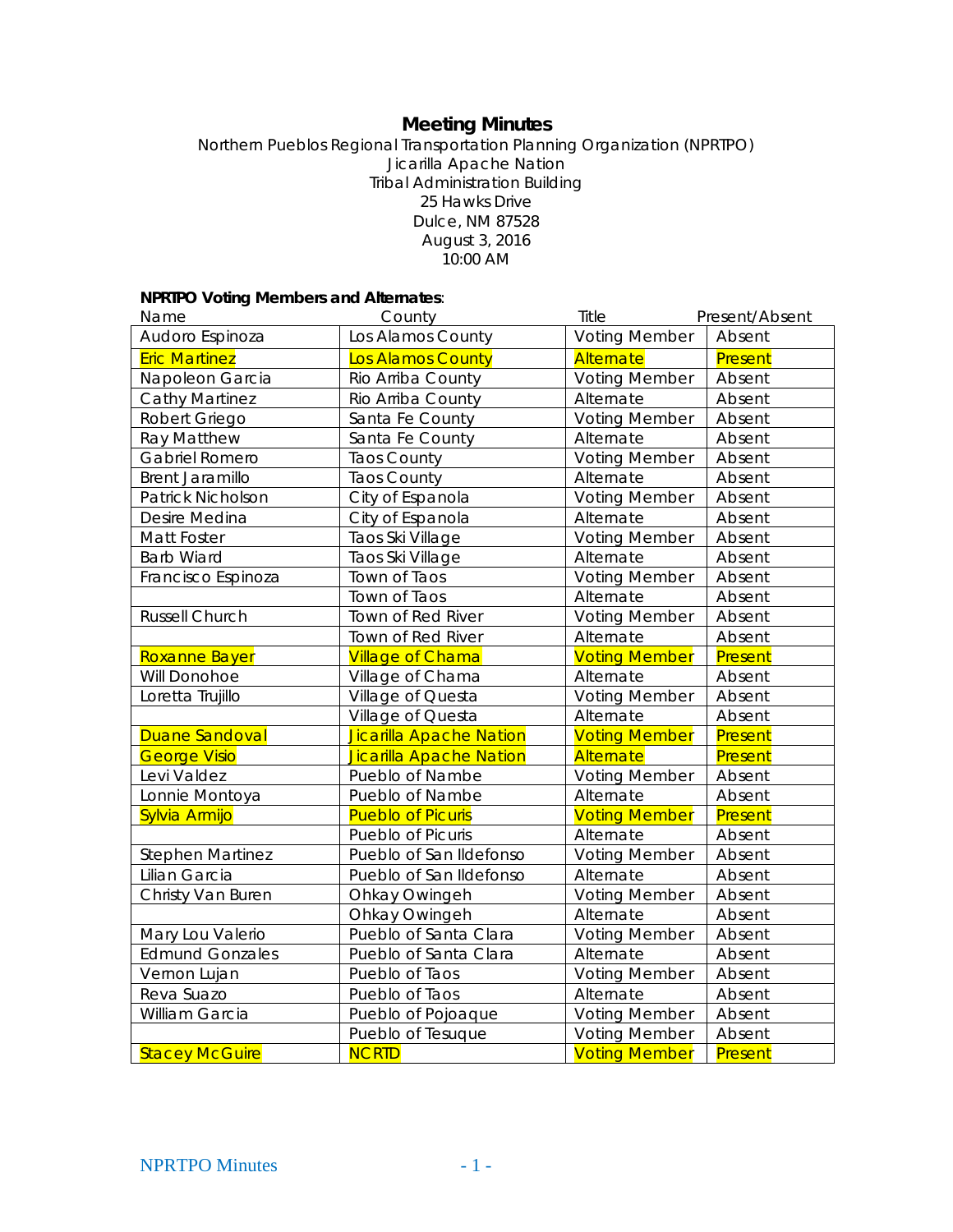# Meeting Minutes

Northern Pueblos Regional Transportation Planning Organization (NPRTPO)
Jicarilla Apache Nation
Tribal Administration Building
25 Hawks Drive
Dulce, NM 87528
August 3, 2016
10:00 AM

**NPRTPO Voting Members and Alternates**:

| Name | County | Title | Present/Absent |
|---|---|---|---|
| Audoro Espinoza | Los Alamos County | Voting Member | Absent |
| Eric Martinez | Los Alamos County | Alternate | Present |
| Napoleon Garcia | Rio Arriba County | Voting Member | Absent |
| Cathy Martinez | Rio Arriba County | Alternate | Absent |
| Robert Griego | Santa Fe County | Voting Member | Absent |
| Ray Matthew | Santa Fe County | Alternate | Absent |
| Gabriel Romero | Taos County | Voting Member | Absent |
| Brent Jaramillo | Taos County | Alternate | Absent |
| Patrick Nicholson | City of Espanola | Voting Member | Absent |
| Desire Medina | City of Espanola | Alternate | Absent |
| Matt Foster | Taos Ski Village | Voting Member | Absent |
| Barb Wiard | Taos Ski Village | Alternate | Absent |
| Francisco Espinoza | Town of Taos | Voting Member | Absent |
| | Town of Taos | Alternate | Absent |
| Russell Church | Town of Red River | Voting Member | Absent |
| | Town of Red River | Alternate | Absent |
| Roxanne Bayer | Village of Chama | Voting Member | Present |
| Will Donohoe | Village of Chama | Alternate | Absent |
| Loretta Trujillo | Village of Questa | Voting Member | Absent |
| | Village of Questa | Alternate | Absent |
| Duane Sandoval | Jicarilla Apache Nation | Voting Member | Present |
| George Visio | Jicarilla Apache Nation | Alternate | Present |
| Levi Valdez | Pueblo of Nambe | Voting Member | Absent |
| Lonnie Montoya | Pueblo of Nambe | Alternate | Absent |
| Sylvia Armijo | Pueblo of Picuris | Voting Member | Present |
| | Pueblo of Picuris | Alternate | Absent |
| Stephen Martinez | Pueblo of San Ildefonso | Voting Member | Absent |
| Lilian Garcia | Pueblo of San Ildefonso | Alternate | Absent |
| Christy Van Buren | Ohkay Owingeh | Voting Member | Absent |
| | Ohkay Owingeh | Alternate | Absent |
| Mary Lou Valerio | Pueblo of Santa Clara | Voting Member | Absent |
| Edmund Gonzales | Pueblo of Santa Clara | Alternate | Absent |
| Vernon Lujan | Pueblo of Taos | Voting Member | Absent |
| Reva Suazo | Pueblo of Taos | Alternate | Absent |
| William Garcia | Pueblo of Pojoaque | Voting Member | Absent |
| | Pueblo of Tesuque | Voting Member | Absent |
| Stacey McGuire | NCRTD | Voting Member | Present |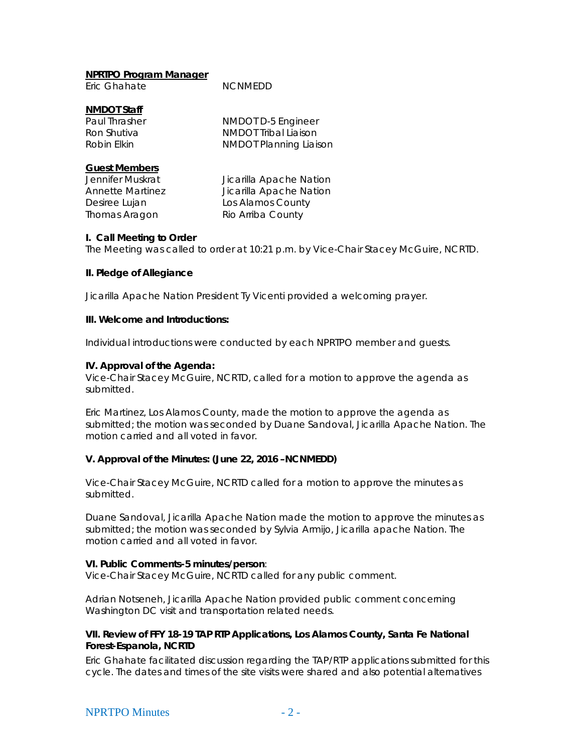**NPRTPO Program Manager**

Eric Ghahate NCNMEDD

**NMDOT Staff**

Paul Thrasher NMDOT D-5 Engineer
Ron Shutiva NMDOT Tribal Liaison
Robin Elkin NMDOT Planning Liaison

**Guest Members**

Jennifer Muskrat Jicarilla Apache Nation
Annette Martinez Jicarilla Apache Nation
Desiree Lujan Los Alamos County
Thomas Aragon Rio Arriba County

**I. Call Meeting to Order**

The Meeting was called to order at 10:21 p.m. by Vice-Chair Stacey McGuire, NCRTD.

**II. Pledge of Allegiance**

Jicarilla Apache Nation President Ty Vicenti provided a welcoming prayer.

**III. Welcome and Introductions:**

Individual introductions were conducted by each NPRTPO member and guests.

**IV. Approval of the Agenda:**

Vice-Chair Stacey McGuire, NCRTD, called for a motion to approve the agenda as submitted.

Eric Martinez, Los Alamos County, made the motion to approve the agenda as submitted; the motion was seconded by Duane Sandoval, Jicarilla Apache Nation. The motion carried and all voted in favor.

**V. Approval of the Minutes: (June 22, 2016 –NCNMEDD)**

Vice-Chair Stacey McGuire, NCRTD called for a motion to approve the minutes as submitted.

Duane Sandoval, Jicarilla Apache Nation made the motion to approve the minutes as submitted; the motion was seconded by Sylvia Armijo, Jicarilla apache Nation. The motion carried and all voted in favor.

**VI. Public Comments-5 minutes/person**:

Vice-Chair Stacey McGuire, NCRTD called for any public comment.

Adrian Notseneh, Jicarilla Apache Nation provided public comment concerning Washington DC visit and transportation related needs.

**VII. Review of FFY 18-19 TAP RTP Applications, Los Alamos County, Santa Fe National Forest-Espanola, NCRTD**

Eric Ghahate facilitated discussion regarding the TAP/RTP applications submitted for this cycle. The dates and times of the site visits were shared and also potential alternatives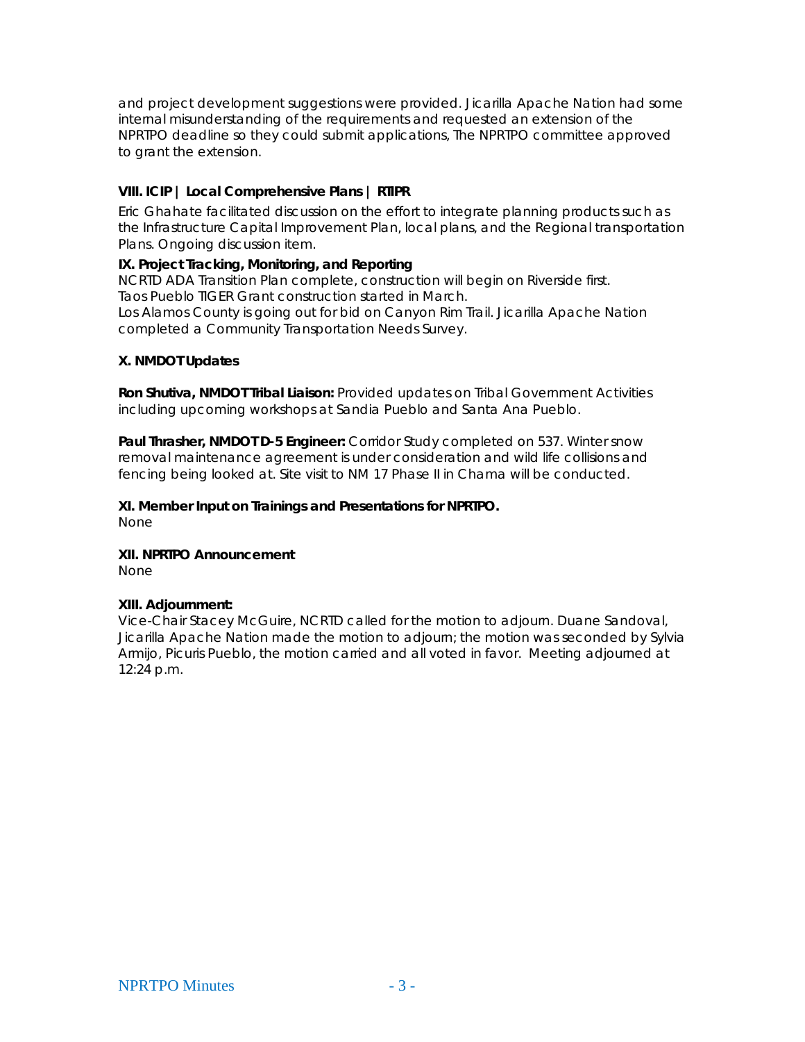and project development suggestions were provided. Jicarilla Apache Nation had some internal misunderstanding of the requirements and requested an extension of the NPRTPO deadline so they could submit applications, The NPRTPO committee approved to grant the extension.

**VIII. ICIP | Local Comprehensive Plans | RTIPR**

Eric Ghahate facilitated discussion on the effort to integrate planning products such as the Infrastructure Capital Improvement Plan, local plans, and the Regional transportation Plans. Ongoing discussion item.

**IX. Project Tracking, Monitoring, and Reporting**

NCRTD ADA Transition Plan complete, construction will begin on Riverside first.
Taos Pueblo TIGER Grant construction started in March.
Los Alamos County is going out for bid on Canyon Rim Trail. Jicarilla Apache Nation completed a Community Transportation Needs Survey.

**X. NMDOT Updates**

**Ron Shutiva, NMDOT Tribal Liaison:** Provided updates on Tribal Government Activities including upcoming workshops at Sandia Pueblo and Santa Ana Pueblo.

**Paul Thrasher, NMDOT D-5 Engineer:** Corridor Study completed on 537. Winter snow removal maintenance agreement is under consideration and wild life collisions and fencing being looked at. Site visit to NM 17 Phase II in Chama will be conducted.

**XI. Member Input on Trainings and Presentations for NPRTPO.**

None

**XII. NPRTPO Announcement**

None

**XIII. Adjournment:**

Vice-Chair Stacey McGuire, NCRTD called for the motion to adjourn. Duane Sandoval, Jicarilla Apache Nation made the motion to adjourn; the motion was seconded by Sylvia Armijo, Picuris Pueblo, the motion carried and all voted in favor. Meeting adjourned at 12:24 p.m.